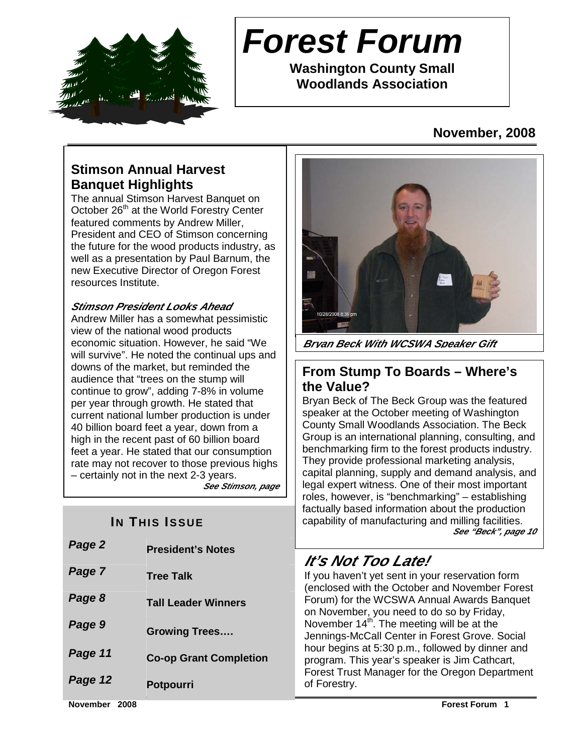# Forest Forum

**Washington County Small Woodlands Association**

**November, 2008**

## Stimson Annual Harvest Banquet Highlights

The annual Stimson Harvest Banquet on October 26th at the World Forestry Center featured comments by Andrew Miller, President and CEO of Stimson concerning the future for the wood products industry, as well as a presentation by Paul Barnum, the new Executive Director of Oregon Forest resources Institute.

### *Stimson President Looks Ahead*

Andrew Miller has a somewhat pessimistic view of the national wood products economic situation. However, he said "We will survive". He noted the continual ups and downs of the market, but reminded the audience that "trees on the stump will continue to grow", adding 7-8% in volume per year through growth. He stated that current national lumber production is under 40 billion board feet a year, down from a high in the recent past of 60 billion board feet a year. He stated that our consumption rate may not recover to those previous highs – certainly not in the next 2-3 years.

***See Stimson, page***

### IN THIS ISSUE

| | |
|---|---|
| *Page 2* | President's Notes |
| *Page 7* | Tree Talk |
| *Page 8* | Tall Leader Winners |
| *Page 9* | Growing Trees…. |
| *Page 11* | Co-op Grant Completion |
| *Page 12* | Potpourri |

***Bryan Beck With WCSWA Speaker Gift***

## From Stump To Boards – Where's the Value?

Bryan Beck of The Beck Group was the featured speaker at the October meeting of Washington County Small Woodlands Association. The Beck Group is an international planning, consulting, and benchmarking firm to the forest products industry. They provide professional marketing analysis, capital planning, supply and demand analysis, and legal expert witness. One of their most important roles, however, is "benchmarking" – establishing factually based information about the production capability of manufacturing and milling facilities.

***See "Beck", page 10***

## *It's Not Too Late!*

If you haven't yet sent in your reservation form (enclosed with the October and November Forest Forum) for the WCSWA Annual Awards Banquet on November, you need to do so by Friday, November 14th. The meeting will be at the Jennings-McCall Center in Forest Grove. Social hour begins at 5:30 p.m., followed by dinner and program. This year's speaker is Jim Cathcart, Forest Trust Manager for the Oregon Department of Forestry.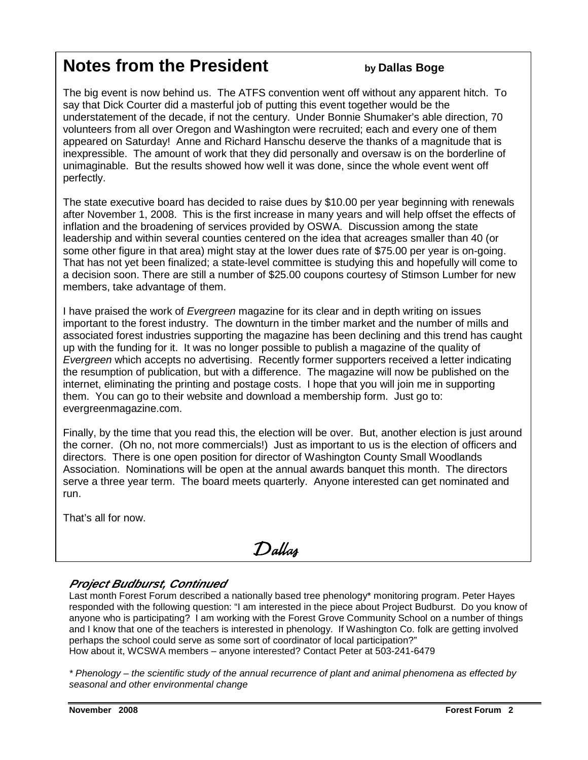# Notes from the President

**by Dallas Boge**

The big event is now behind us. The ATFS convention went off without any apparent hitch. To say that Dick Courter did a masterful job of putting this event together would be the understatement of the decade, if not the century. Under Bonnie Shumaker's able direction, 70 volunteers from all over Oregon and Washington were recruited; each and every one of them appeared on Saturday! Anne and Richard Hanschu deserve the thanks of a magnitude that is inexpressible. The amount of work that they did personally and oversaw is on the borderline of unimaginable. But the results showed how well it was done, since the whole event went off perfectly.

The state executive board has decided to raise dues by $10.00 per year beginning with renewals after November 1, 2008. This is the first increase in many years and will help offset the effects of inflation and the broadening of services provided by OSWA. Discussion among the state leadership and within several counties centered on the idea that acreages smaller than 40 (or some other figure in that area) might stay at the lower dues rate of $75.00 per year is on-going. That has not yet been finalized; a state-level committee is studying this and hopefully will come to a decision soon. There are still a number of $25.00 coupons courtesy of Stimson Lumber for new members, take advantage of them.

I have praised the work of *Evergreen* magazine for its clear and in depth writing on issues important to the forest industry. The downturn in the timber market and the number of mills and associated forest industries supporting the magazine has been declining and this trend has caught up with the funding for it. It was no longer possible to publish a magazine of the quality of *Evergreen* which accepts no advertising. Recently former supporters received a letter indicating the resumption of publication, but with a difference. The magazine will now be published on the internet, eliminating the printing and postage costs. I hope that you will join me in supporting them. You can go to their website and download a membership form. Just go to: evergreenmagazine.com.

Finally, by the time that you read this, the election will be over. But, another election is just around the corner. (Oh no, not more commercials!) Just as important to us is the election of officers and directors. There is one open position for director of Washington County Small Woodlands Association. Nominations will be open at the annual awards banquet this month. The directors serve a three year term. The board meets quarterly. Anyone interested can get nominated and run.

That's all for now.

*Dallas*

## *Project Budburst, Continued*

Last month Forest Forum described a nationally based tree phenology* monitoring program. Peter Hayes responded with the following question: "I am interested in the piece about Project Budburst. Do you know of anyone who is participating? I am working with the Forest Grove Community School on a number of things and I know that one of the teachers is interested in phenology. If Washington Co. folk are getting involved perhaps the school could serve as some sort of coordinator of local participation?"
How about it, WCSWA members – anyone interested? Contact Peter at 503-241-6479

*\* Phenology – the scientific study of the annual recurrence of plant and animal phenomena as effected by seasonal and other environmental change*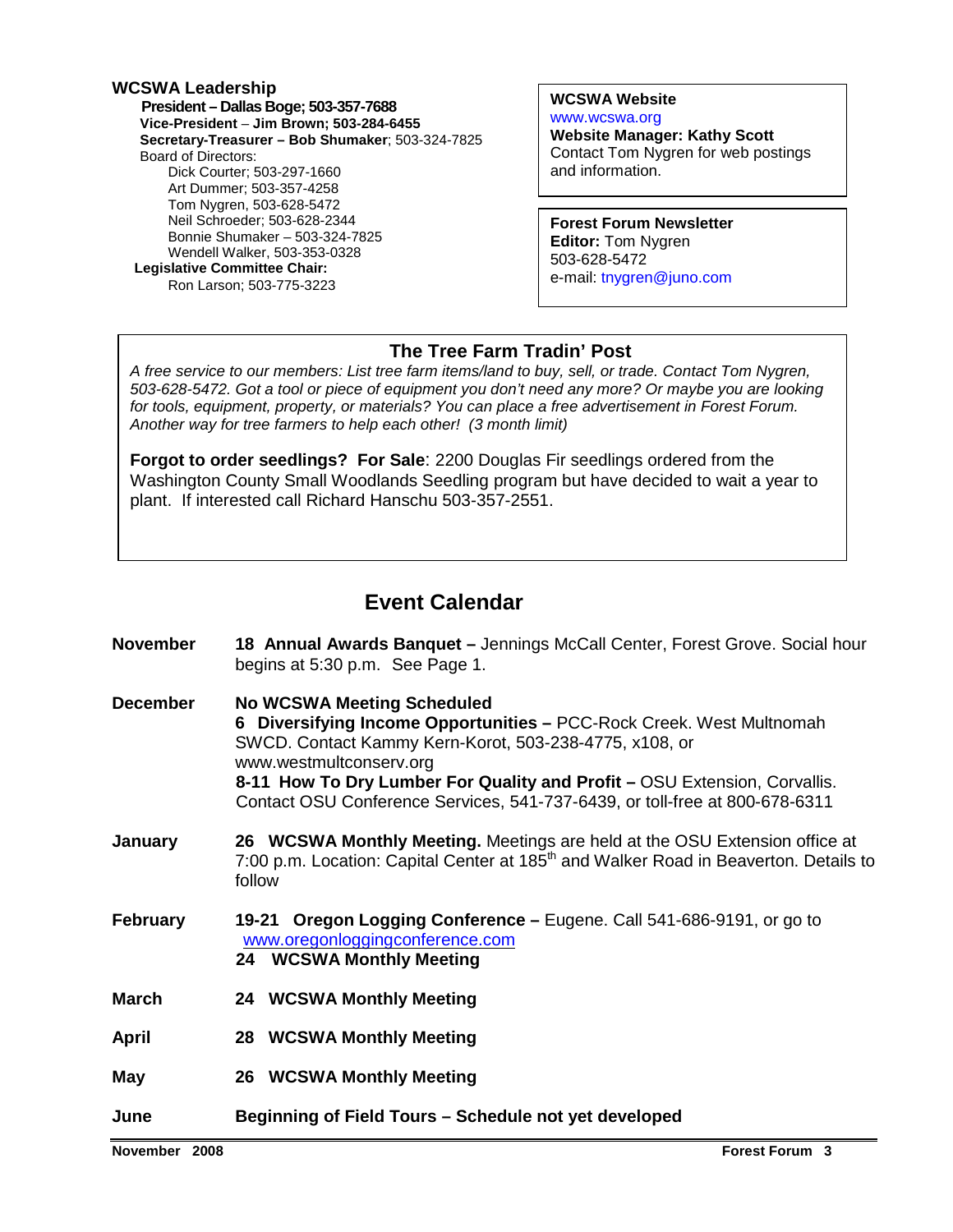## WCSWA Leadership

**President – Dallas Boge; 503-357-7688**
**Vice-President – Jim Brown; 503-284-6455**
**Secretary-Treasurer – Bob Shumaker**; 503-324-7825
Board of Directors:
- Dick Courter; 503-297-1660
- Art Dummer; 503-357-4258
- Tom Nygren, 503-628-5472
- Neil Schroeder; 503-628-2344
- Bonnie Shumaker – 503-324-7825
- Wendell Walker, 503-353-0328

**Legislative Committee Chair:**
Ron Larson; 503-775-3223

**WCSWA Website**
www.wcswa.org
**Website Manager: Kathy Scott**
Contact Tom Nygren for web postings and information.

**Forest Forum Newsletter**
**Editor:** Tom Nygren
503-628-5472
e-mail: tnygren@juno.com

## The Tree Farm Tradin' Post

*A free service to our members: List tree farm items/land to buy, sell, or trade. Contact Tom Nygren, 503-628-5472. Got a tool or piece of equipment you don't need any more? Or maybe you are looking for tools, equipment, property, or materials? You can place a free advertisement in Forest Forum. Another way for tree farmers to help each other! (3 month limit)*

**Forgot to order seedlings? For Sale**: 2200 Douglas Fir seedlings ordered from the Washington County Small Woodlands Seedling program but have decided to wait a year to plant. If interested call Richard Hanschu 503-357-2551.

## Event Calendar

**November**
**18 Annual Awards Banquet –** Jennings McCall Center, Forest Grove. Social hour begins at 5:30 p.m. See Page 1.

**December**
**No WCSWA Meeting Scheduled**
**6 Diversifying Income Opportunities –** PCC-Rock Creek. West Multnomah SWCD. Contact Kammy Kern-Korot, 503-238-4775, x108, or www.westmultconserv.org
**8-11 How To Dry Lumber For Quality and Profit –** OSU Extension, Corvallis. Contact OSU Conference Services, 541-737-6439, or toll-free at 800-678-6311

**January**
**26 WCSWA Monthly Meeting.** Meetings are held at the OSU Extension office at 7:00 p.m. Location: Capital Center at 185th and Walker Road in Beaverton. Details to follow

**February**
**19-21 Oregon Logging Conference –** Eugene. Call 541-686-9191, or go to www.oregonloggingconference.com
**24 WCSWA Monthly Meeting**

**March**
**24 WCSWA Monthly Meeting**

**April**
**28 WCSWA Monthly Meeting**

**May**
**26 WCSWA Monthly Meeting**

**June**
**Beginning of Field Tours – Schedule not yet developed**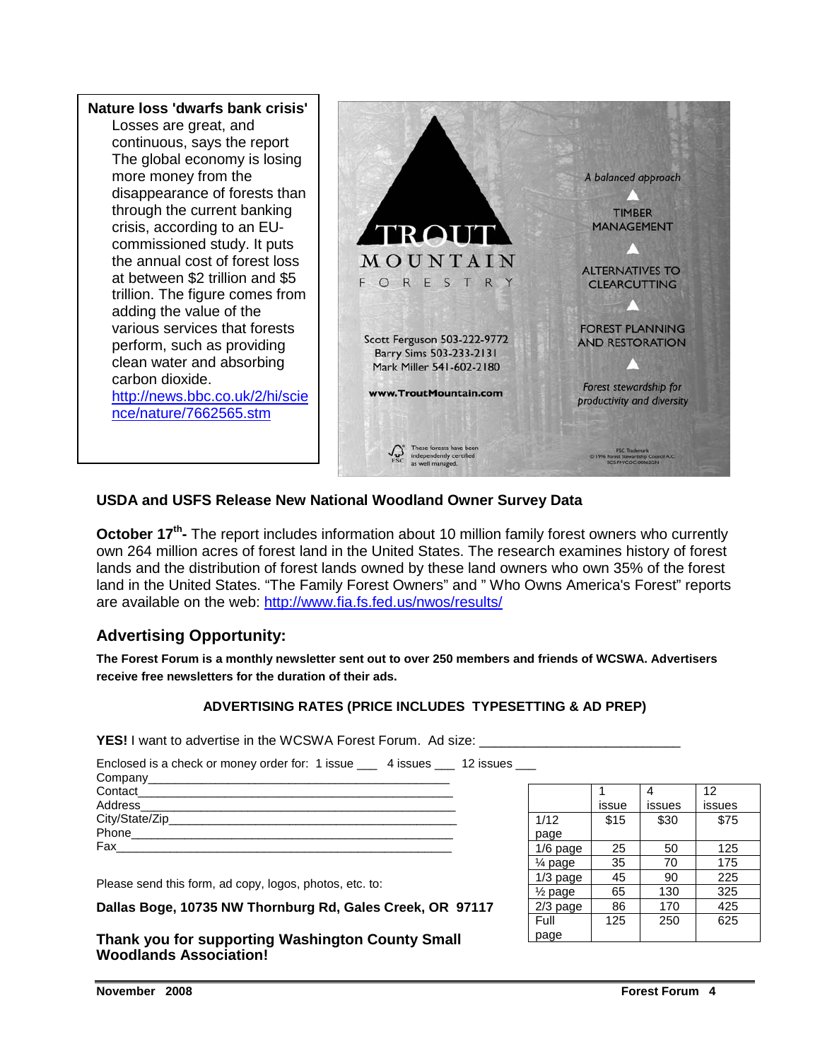**Nature loss 'dwarfs bank crisis'**

Losses are great, and continuous, says the report The global economy is losing more money from the disappearance of forests than through the current banking crisis, according to an EU-commissioned study. It puts the annual cost of forest loss at between \$2 trillion and \$5 trillion. The figure comes from adding the value of the various services that forests perform, such as providing clean water and absorbing carbon dioxide. http://news.bbc.co.uk/2/hi/science/nature/7662565.stm

TROUT MOUNTAIN FORESTRY

Scott Ferguson 503-222-9772
Barry Sims 503-233-2131
Mark Miller 541-602-2180

www.TroutMountain.com

These forests have been independently certified as well managed.

*A balanced approach*

TIMBER MANAGEMENT

ALTERNATIVES TO CLEARCUTTING

FOREST PLANNING AND RESTORATION

*Forest stewardship for productivity and diversity*

FSC Trademark
© 1996 Forest Stewardship Council A.C.
SCS-FM/COC-00062GN

### USDA and USFS Release New National Woodland Owner Survey Data

**October 17th-** The report includes information about 10 million family forest owners who currently own 264 million acres of forest land in the United States. The research examines history of forest lands and the distribution of forest lands owned by these land owners who own 35% of the forest land in the United States. "The Family Forest Owners" and " Who Owns America's Forest" reports are available on the web: http://www.fia.fs.fed.us/nwos/results/

## Advertising Opportunity:

**The Forest Forum is a monthly newsletter sent out to over 250 members and friends of WCSWA. Advertisers receive free newsletters for the duration of their ads.**

**ADVERTISING RATES (PRICE INCLUDES TYPESETTING & AD PREP)**

**YES!** I want to advertise in the WCSWA Forest Forum. Ad size: ___________________________

Enclosed is a check or money order for: 1 issue ___ 4 issues ___ 12 issues ___

Company_______________________________________________

Contact_______________________________________________

Address_______________________________________________

City/State/Zip_______________________________________________

Phone_______________________________________________

Fax_______________________________________________

| | 1 issue | 4 issues | 12 issues |
|---|---|---|---|
| 1/12 page | \$15 | \$30 | \$75 |
| 1/6 page | 25 | 50 | 125 |
| ¼ page | 35 | 70 | 175 |
| 1/3 page | 45 | 90 | 225 |
| ½ page | 65 | 130 | 325 |
| 2/3 page | 86 | 170 | 425 |
| Full page | 125 | 250 | 625 |

Please send this form, ad copy, logos, photos, etc. to:

**Dallas Boge, 10735 NW Thornburg Rd, Gales Creek, OR 97117**

**Thank you for supporting Washington County Small Woodlands Association!**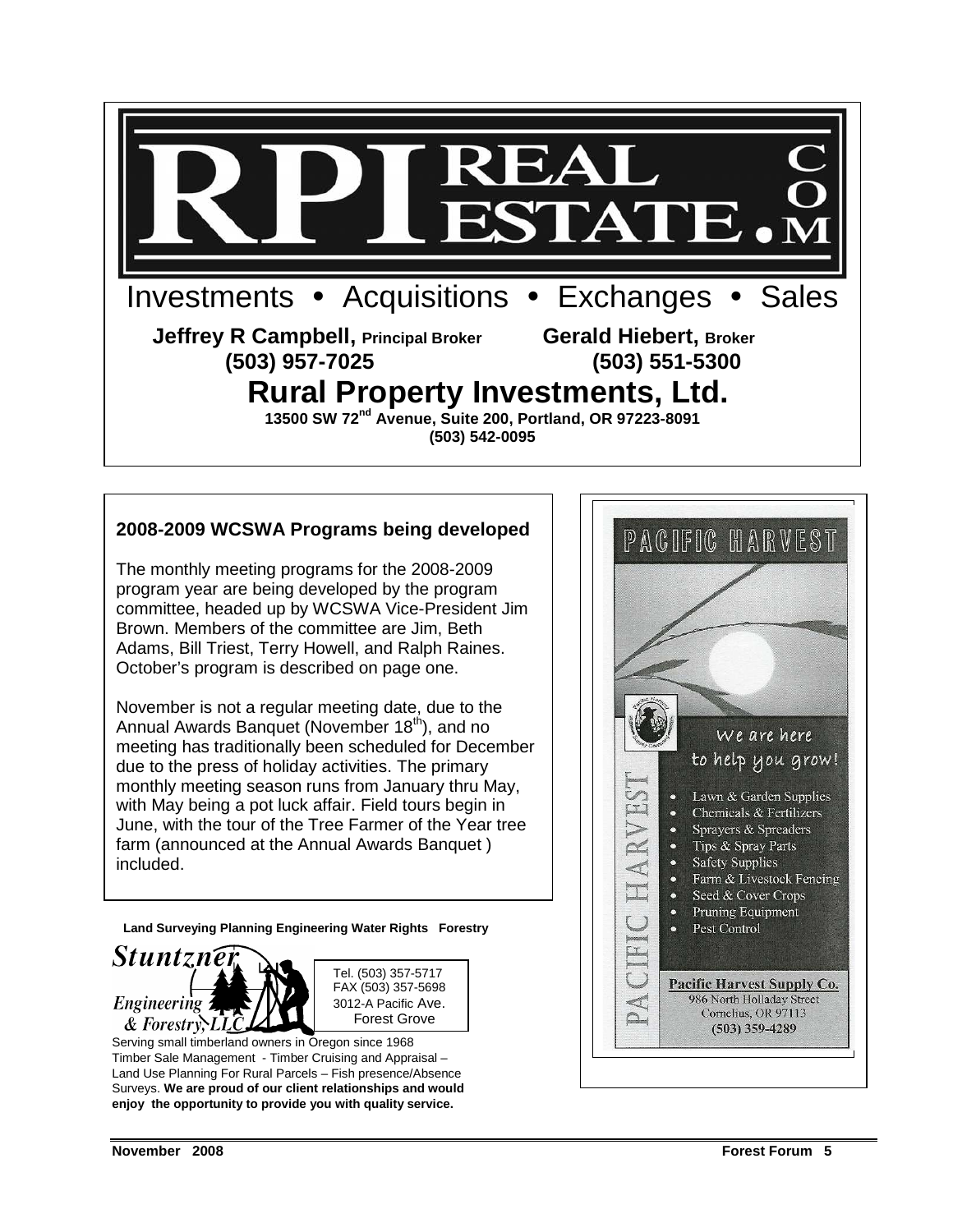# RPI REAL ESTATE.COM

Investments • Acquisitions • Exchanges • Sales

**Jeffrey R Campbell, Principal Broker** **(503) 957-7025**

**Gerald Hiebert, Broker** **(503) 551-5300**

## Rural Property Investments, Ltd.

**13500 SW 72nd Avenue, Suite 200, Portland, OR 97223-8091**
**(503) 542-0095**

### 2008-2009 WCSWA Programs being developed

The monthly meeting programs for the 2008-2009 program year are being developed by the program committee, headed up by WCSWA Vice-President Jim Brown. Members of the committee are Jim, Beth Adams, Bill Triest, Terry Howell, and Ralph Raines. October's program is described on page one.

November is not a regular meeting date, due to the Annual Awards Banquet (November 18th), and no meeting has traditionally been scheduled for December due to the press of holiday activities. The primary monthly meeting season runs from January thru May, with May being a pot luck affair. Field tours begin in June, with the tour of the Tree Farmer of the Year tree farm (announced at the Annual Awards Banquet ) included.

**Land Surveying Planning Engineering Water Rights Forestry**

*Stuntzner Engineering & Forestry, LLC*

Tel. (503) 357-5717
FAX (503) 357-5698
3012-A Pacific Ave.
Forest Grove

Serving small timberland owners in Oregon since 1968
Timber Sale Management - Timber Cruising and Appraisal – Land Use Planning For Rural Parcels – Fish presence/Absence Surveys. **We are proud of our client relationships and would enjoy the opportunity to provide you with quality service.**

PACIFIC HARVEST

We are here to help you grow!

- Lawn & Garden Supplies
- Chemicals & Fertilizers
- Sprayers & Spreaders
- Tips & Spray Parts
- Safety Supplies
- Farm & Livestock Fencing
- Seed & Cover Crops
- Pruning Equipment
- Pest Control

**Pacific Harvest Supply Co.**
986 North Holladay Street
Cornelius, OR 97113
(503) 359-4289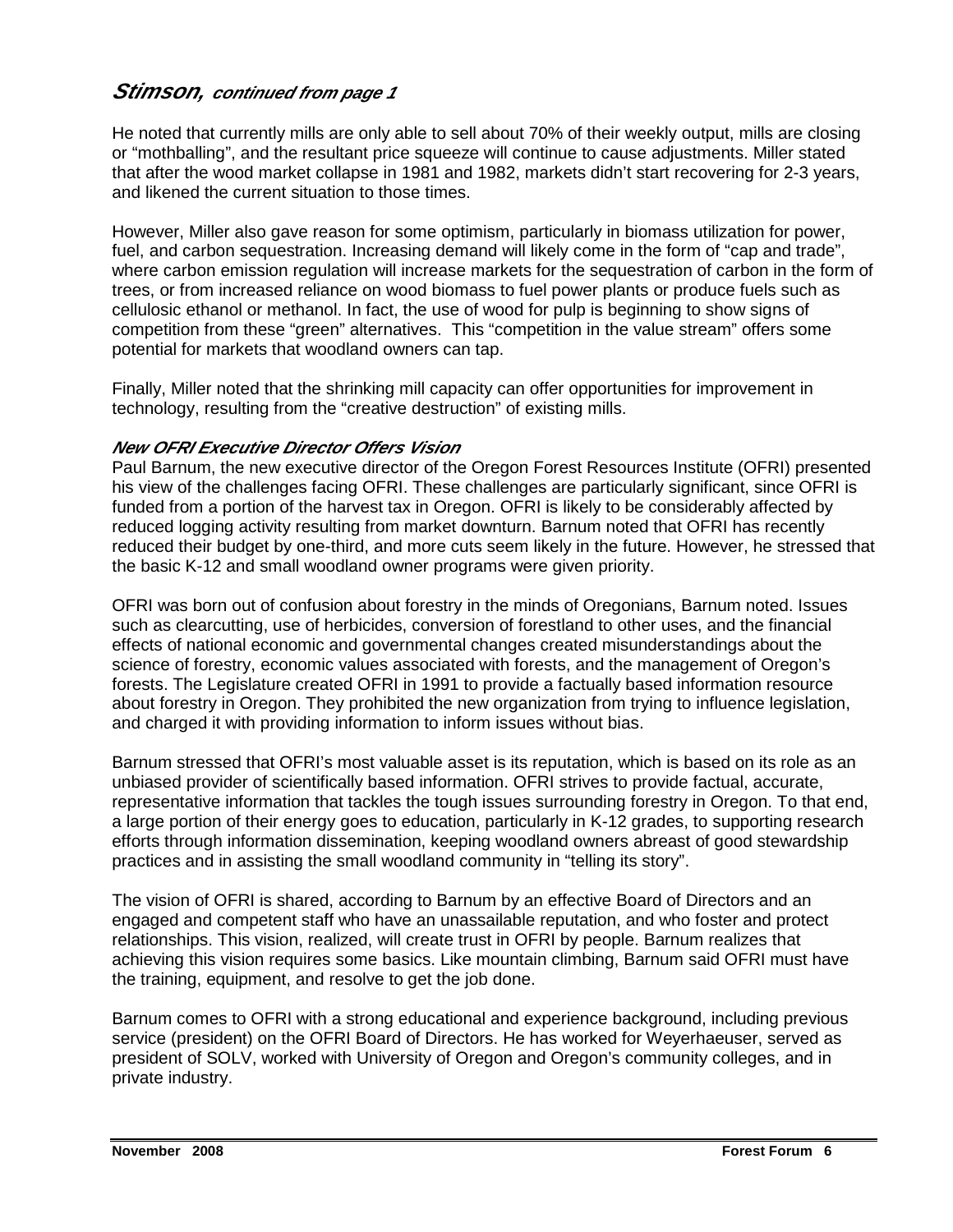## *Stimson, continued from page 1*

He noted that currently mills are only able to sell about 70% of their weekly output, mills are closing or "mothballing", and the resultant price squeeze will continue to cause adjustments. Miller stated that after the wood market collapse in 1981 and 1982, markets didn't start recovering for 2-3 years, and likened the current situation to those times.

However, Miller also gave reason for some optimism, particularly in biomass utilization for power, fuel, and carbon sequestration. Increasing demand will likely come in the form of "cap and trade", where carbon emission regulation will increase markets for the sequestration of carbon in the form of trees, or from increased reliance on wood biomass to fuel power plants or produce fuels such as cellulosic ethanol or methanol. In fact, the use of wood for pulp is beginning to show signs of competition from these "green" alternatives. This "competition in the value stream" offers some potential for markets that woodland owners can tap.

Finally, Miller noted that the shrinking mill capacity can offer opportunities for improvement in technology, resulting from the "creative destruction" of existing mills.

### *New OFRI Executive Director Offers Vision*

Paul Barnum, the new executive director of the Oregon Forest Resources Institute (OFRI) presented his view of the challenges facing OFRI. These challenges are particularly significant, since OFRI is funded from a portion of the harvest tax in Oregon. OFRI is likely to be considerably affected by reduced logging activity resulting from market downturn. Barnum noted that OFRI has recently reduced their budget by one-third, and more cuts seem likely in the future. However, he stressed that the basic K-12 and small woodland owner programs were given priority.

OFRI was born out of confusion about forestry in the minds of Oregonians, Barnum noted. Issues such as clearcutting, use of herbicides, conversion of forestland to other uses, and the financial effects of national economic and governmental changes created misunderstandings about the science of forestry, economic values associated with forests, and the management of Oregon's forests. The Legislature created OFRI in 1991 to provide a factually based information resource about forestry in Oregon. They prohibited the new organization from trying to influence legislation, and charged it with providing information to inform issues without bias.

Barnum stressed that OFRI's most valuable asset is its reputation, which is based on its role as an unbiased provider of scientifically based information. OFRI strives to provide factual, accurate, representative information that tackles the tough issues surrounding forestry in Oregon. To that end, a large portion of their energy goes to education, particularly in K-12 grades, to supporting research efforts through information dissemination, keeping woodland owners abreast of good stewardship practices and in assisting the small woodland community in "telling its story".

The vision of OFRI is shared, according to Barnum by an effective Board of Directors and an engaged and competent staff who have an unassailable reputation, and who foster and protect relationships. This vision, realized, will create trust in OFRI by people. Barnum realizes that achieving this vision requires some basics. Like mountain climbing, Barnum said OFRI must have the training, equipment, and resolve to get the job done.

Barnum comes to OFRI with a strong educational and experience background, including previous service (president) on the OFRI Board of Directors. He has worked for Weyerhaeuser, served as president of SOLV, worked with University of Oregon and Oregon's community colleges, and in private industry.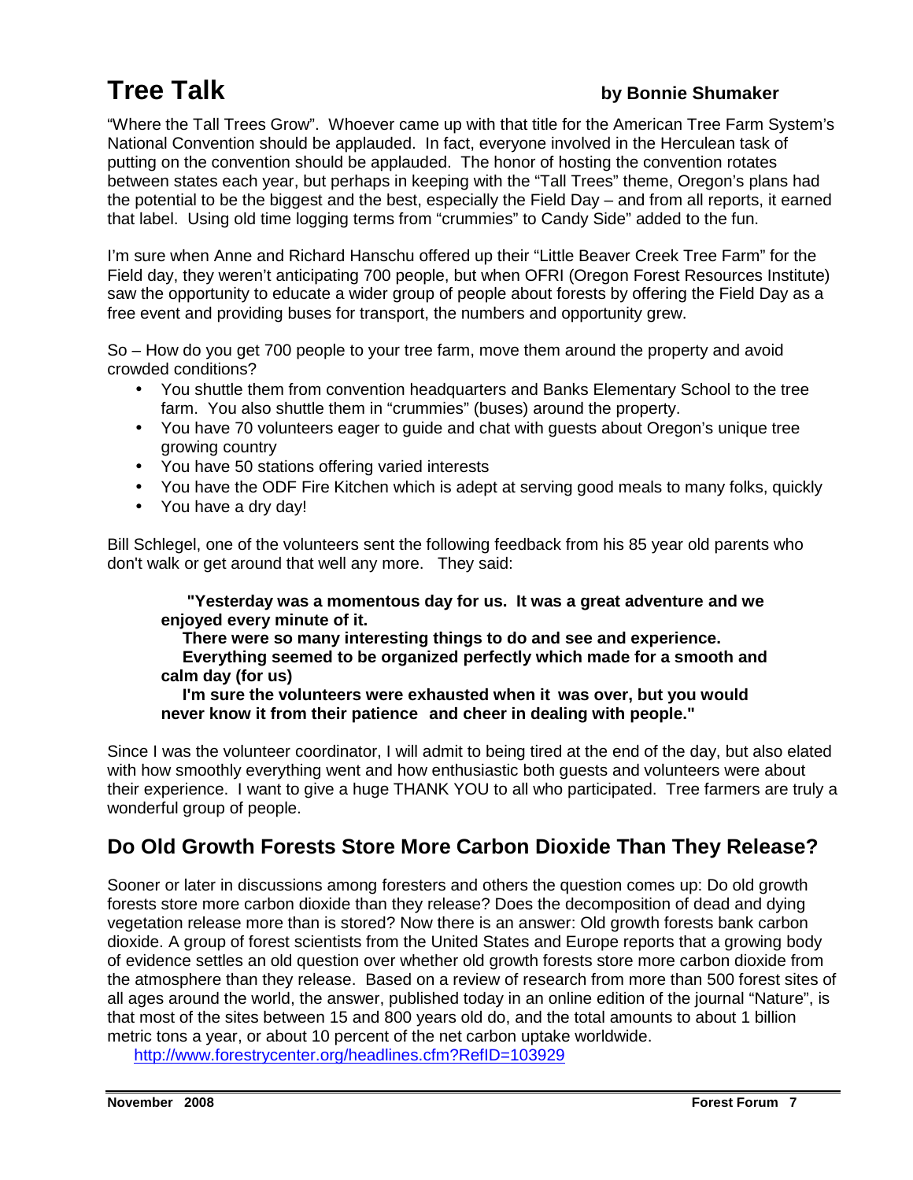# Tree Talk

**by Bonnie Shumaker**

“Where the Tall Trees Grow”. Whoever came up with that title for the American Tree Farm System’s National Convention should be applauded. In fact, everyone involved in the Herculean task of putting on the convention should be applauded. The honor of hosting the convention rotates between states each year, but perhaps in keeping with the “Tall Trees” theme, Oregon’s plans had the potential to be the biggest and the best, especially the Field Day – and from all reports, it earned that label. Using old time logging terms from “crummies” to Candy Side” added to the fun.

I’m sure when Anne and Richard Hanschu offered up their “Little Beaver Creek Tree Farm” for the Field day, they weren’t anticipating 700 people, but when OFRI (Oregon Forest Resources Institute) saw the opportunity to educate a wider group of people about forests by offering the Field Day as a free event and providing buses for transport, the numbers and opportunity grew.

So – How do you get 700 people to your tree farm, move them around the property and avoid crowded conditions?

- You shuttle them from convention headquarters and Banks Elementary School to the tree farm. You also shuttle them in “crummies” (buses) around the property.
- You have 70 volunteers eager to guide and chat with guests about Oregon’s unique tree growing country
- You have 50 stations offering varied interests
- You have the ODF Fire Kitchen which is adept at serving good meals to many folks, quickly
- You have a dry day!

Bill Schlegel, one of the volunteers sent the following feedback from his 85 year old parents who don't walk or get around that well any more. They said:

> **"Yesterday was a momentous day for us. It was a great adventure and we enjoyed every minute of it.**
> **There were so many interesting things to do and see and experience.**
> **Everything seemed to be organized perfectly which made for a smooth and calm day (for us)**
> **I'm sure the volunteers were exhausted when it was over, but you would never know it from their patience and cheer in dealing with people."**

Since I was the volunteer coordinator, I will admit to being tired at the end of the day, but also elated with how smoothly everything went and how enthusiastic both guests and volunteers were about their experience. I want to give a huge THANK YOU to all who participated. Tree farmers are truly a wonderful group of people.

## Do Old Growth Forests Store More Carbon Dioxide Than They Release?

Sooner or later in discussions among foresters and others the question comes up: Do old growth forests store more carbon dioxide than they release? Does the decomposition of dead and dying vegetation release more than is stored? Now there is an answer: Old growth forests bank carbon dioxide. A group of forest scientists from the United States and Europe reports that a growing body of evidence settles an old question over whether old growth forests store more carbon dioxide from the atmosphere than they release. Based on a review of research from more than 500 forest sites of all ages around the world, the answer, published today in an online edition of the journal “Nature”, is that most of the sites between 15 and 800 years old do, and the total amounts to about 1 billion metric tons a year, or about 10 percent of the net carbon uptake worldwide.

http://www.forestrycenter.org/headlines.cfm?RefID=103929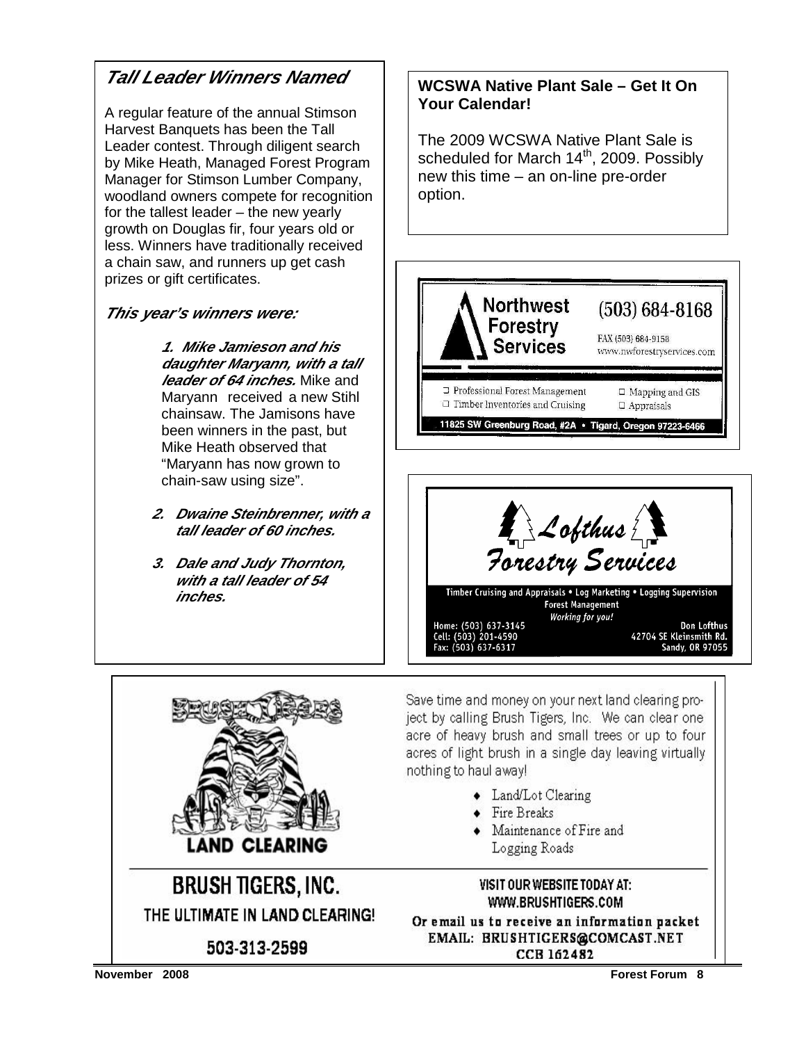## *Tall Leader Winners Named*

A regular feature of the annual Stimson Harvest Banquets has been the Tall Leader contest. Through diligent search by Mike Heath, Managed Forest Program Manager for Stimson Lumber Company, woodland owners compete for recognition for the tallest leader – the new yearly growth on Douglas fir, four years old or less. Winners have traditionally received a chain saw, and runners up get cash prizes or gift certificates.

### *This year's winners were:*

1. ***Mike Jamieson and his daughter Maryann, with a tall leader of 64 inches.*** Mike and Maryann received a new Stihl chainsaw. The Jamisons have been winners in the past, but Mike Heath observed that "Maryann has now grown to chain-saw using size".
2. ***Dwaine Steinbrenner, with a tall leader of 60 inches.***
3. ***Dale and Judy Thornton, with a tall leader of 54 inches.***

## WCSWA Native Plant Sale – Get It On Your Calendar!

The 2009 WCSWA Native Plant Sale is scheduled for March 14th, 2009. Possibly new this time – an on-line pre-order option.

---

**Northwest Forestry Services**

(503) 684-8168

FAX (503) 684-9158
www.nwforestryservices.com

- Professional Forest Management
- Timber Inventories and Cruising
- Mapping and GIS
- Appraisals

11825 SW Greenburg Road, #2A • Tigard, Oregon 97223-6466

---

**Lofthus Forestry Services**

Timber Cruising and Appraisals • Log Marketing • Logging Supervision
Forest Management
*Working for you!*

Home: (503) 637-3145
Cell: (503) 201-4590
Fax: (503) 637-6317

Don Lofthus
42704 SE Kleinsmith Rd.
Sandy, OR 97055

---

**BRUSH TIGERS**
**LAND CLEARING**

Save time and money on your next land clearing project by calling Brush Tigers, Inc. We can clear one acre of heavy brush and small trees or up to four acres of light brush in a single day leaving virtually nothing to haul away!

- Land/Lot Clearing
- Fire Breaks
- Maintenance of Fire and Logging Roads

**BRUSH TIGERS, INC.**
THE ULTIMATE IN LAND CLEARING!
503-313-2599

VISIT OUR WEBSITE TODAY AT:
WWW.BRUSHTIGERS.COM
Or email us to receive an information packet
EMAIL: BRUSHTIGERS@COMCAST.NET
CCB 162482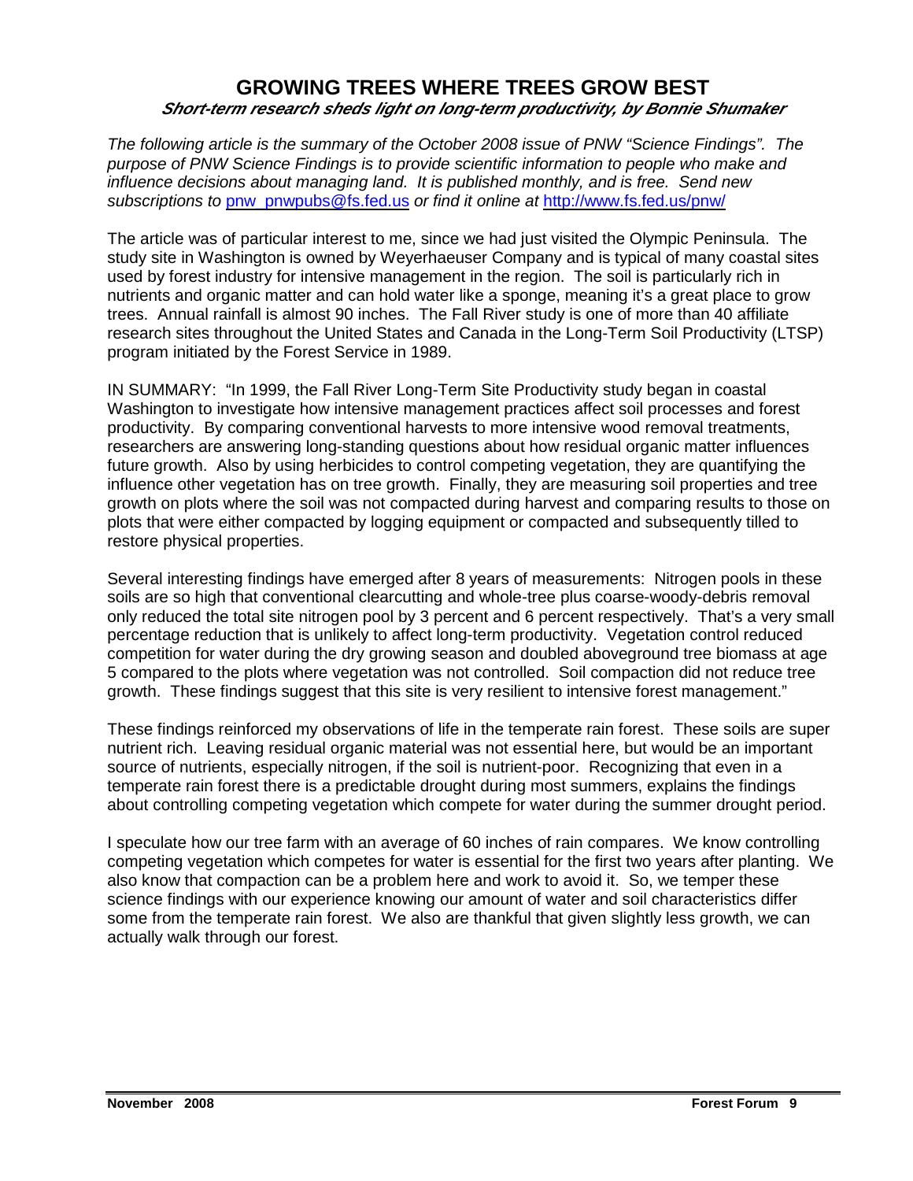# GROWING TREES WHERE TREES GROW BEST

***Short-term research sheds light on long-term productivity, by Bonnie Shumaker***

*The following article is the summary of the October 2008 issue of PNW "Science Findings". The purpose of PNW Science Findings is to provide scientific information to people who make and influence decisions about managing land. It is published monthly, and is free. Send new subscriptions to* pnw_pnwpubs@fs.fed.us *or find it online at* http://www.fs.fed.us/pnw/

The article was of particular interest to me, since we had just visited the Olympic Peninsula. The study site in Washington is owned by Weyerhaeuser Company and is typical of many coastal sites used by forest industry for intensive management in the region. The soil is particularly rich in nutrients and organic matter and can hold water like a sponge, meaning it's a great place to grow trees. Annual rainfall is almost 90 inches. The Fall River study is one of more than 40 affiliate research sites throughout the United States and Canada in the Long-Term Soil Productivity (LTSP) program initiated by the Forest Service in 1989.

IN SUMMARY: "In 1999, the Fall River Long-Term Site Productivity study began in coastal Washington to investigate how intensive management practices affect soil processes and forest productivity. By comparing conventional harvests to more intensive wood removal treatments, researchers are answering long-standing questions about how residual organic matter influences future growth. Also by using herbicides to control competing vegetation, they are quantifying the influence other vegetation has on tree growth. Finally, they are measuring soil properties and tree growth on plots where the soil was not compacted during harvest and comparing results to those on plots that were either compacted by logging equipment or compacted and subsequently tilled to restore physical properties.

Several interesting findings have emerged after 8 years of measurements: Nitrogen pools in these soils are so high that conventional clearcutting and whole-tree plus coarse-woody-debris removal only reduced the total site nitrogen pool by 3 percent and 6 percent respectively. That's a very small percentage reduction that is unlikely to affect long-term productivity. Vegetation control reduced competition for water during the dry growing season and doubled aboveground tree biomass at age 5 compared to the plots where vegetation was not controlled. Soil compaction did not reduce tree growth. These findings suggest that this site is very resilient to intensive forest management."

These findings reinforced my observations of life in the temperate rain forest. These soils are super nutrient rich. Leaving residual organic material was not essential here, but would be an important source of nutrients, especially nitrogen, if the soil is nutrient-poor. Recognizing that even in a temperate rain forest there is a predictable drought during most summers, explains the findings about controlling competing vegetation which compete for water during the summer drought period.

I speculate how our tree farm with an average of 60 inches of rain compares. We know controlling competing vegetation which competes for water is essential for the first two years after planting. We also know that compaction can be a problem here and work to avoid it. So, we temper these science findings with our experience knowing our amount of water and soil characteristics differ some from the temperate rain forest. We also are thankful that given slightly less growth, we can actually walk through our forest.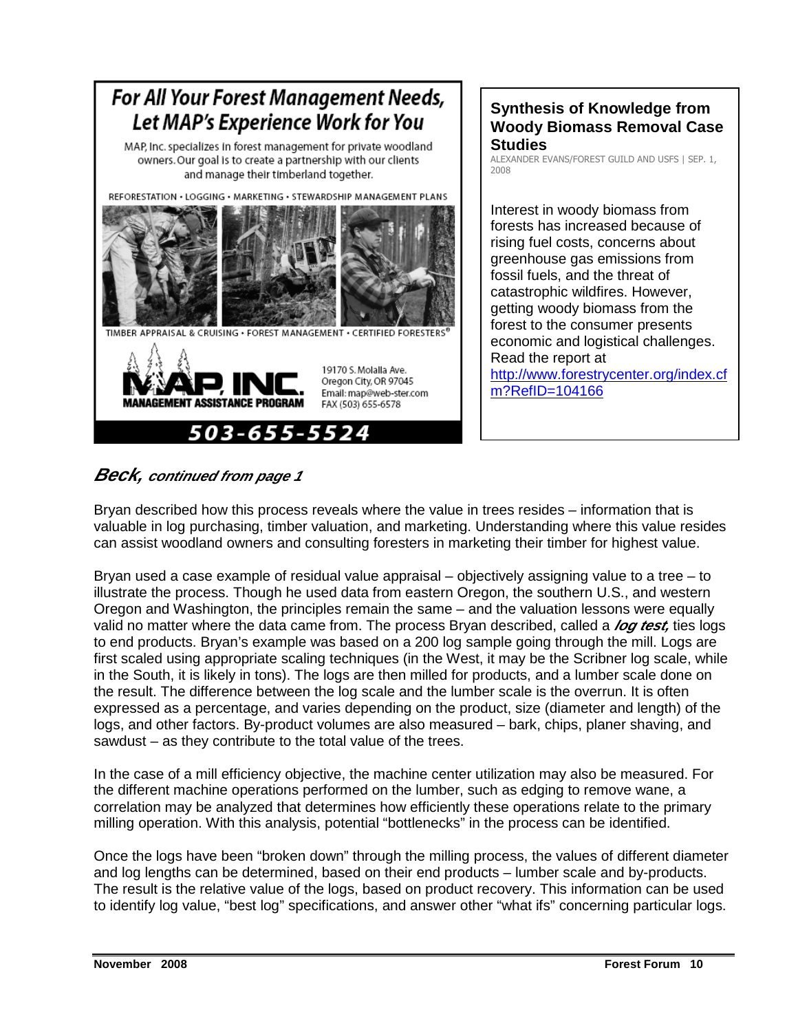## For All Your Forest Management Needs, Let MAP's Experience Work for You

MAP, Inc. specializes in forest management for private woodland owners. Our goal is to create a partnership with our clients and manage their timberland together.

REFORESTATION • LOGGING • MARKETING • STEWARDSHIP MANAGEMENT PLANS

TIMBER APPRAISAL & CRUISING • FOREST MANAGEMENT • CERTIFIED FORESTERS®

**MAP, INC.**
**MANAGEMENT ASSISTANCE PROGRAM**

19170 S. Molalla Ave.
Oregon City, OR 97045
Email: map@web-ster.com
FAX (503) 655-6578

**503-655-5524**

### Synthesis of Knowledge from Woody Biomass Removal Case Studies

ALEXANDER EVANS/FOREST GUILD AND USFS | SEP. 1, 2008

Interest in woody biomass from forests has increased because of rising fuel costs, concerns about greenhouse gas emissions from fossil fuels, and the threat of catastrophic wildfires. However, getting woody biomass from the forest to the consumer presents economic and logistical challenges. Read the report at http://www.forestrycenter.org/index.cfm?RefID=104166

## *Beck, continued from page 1*

Bryan described how this process reveals where the value in trees resides – information that is valuable in log purchasing, timber valuation, and marketing. Understanding where this value resides can assist woodland owners and consulting foresters in marketing their timber for highest value.

Bryan used a case example of residual value appraisal – objectively assigning value to a tree – to illustrate the process. Though he used data from eastern Oregon, the southern U.S., and western Oregon and Washington, the principles remain the same – and the valuation lessons were equally valid no matter where the data came from. The process Bryan described, called a ***log test,*** ties logs to end products. Bryan's example was based on a 200 log sample going through the mill. Logs are first scaled using appropriate scaling techniques (in the West, it may be the Scribner log scale, while in the South, it is likely in tons). The logs are then milled for products, and a lumber scale done on the result. The difference between the log scale and the lumber scale is the overrun. It is often expressed as a percentage, and varies depending on the product, size (diameter and length) of the logs, and other factors. By-product volumes are also measured – bark, chips, planer shaving, and sawdust – as they contribute to the total value of the trees.

In the case of a mill efficiency objective, the machine center utilization may also be measured. For the different machine operations performed on the lumber, such as edging to remove wane, a correlation may be analyzed that determines how efficiently these operations relate to the primary milling operation. With this analysis, potential "bottlenecks" in the process can be identified.

Once the logs have been "broken down" through the milling process, the values of different diameter and log lengths can be determined, based on their end products – lumber scale and by-products. The result is the relative value of the logs, based on product recovery. This information can be used to identify log value, "best log" specifications, and answer other "what ifs" concerning particular logs.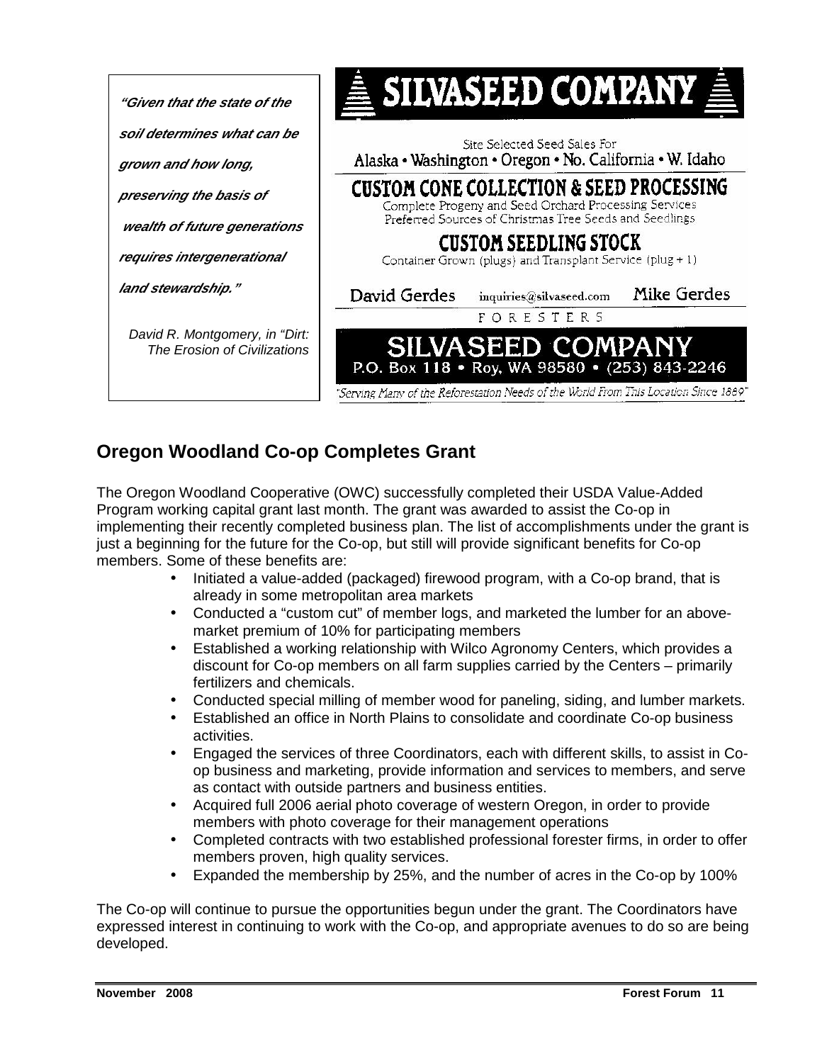*"Given that the state of the soil determines what can be grown and how long, preserving the basis of wealth of future generations requires intergenerational land stewardship."*

David R. Montgomery, in "Dirt: The Erosion of Civilizations

**SILVASEED COMPANY**

Site Selected Seed Sales For
Alaska • Washington • Oregon • No. California • W. Idaho

**CUSTOM CONE COLLECTION & SEED PROCESSING**

Complete Progeny and Seed Orchard Processing Services
Preferred Sources of Christmas Tree Seeds and Seedlings

**CUSTOM SEEDLING STOCK**

Container Grown (plugs) and Transplant Service (plug + 1)

David Gerdes inquiries@silvaseed.com Mike Gerdes

FORESTERS

**SILVASEED COMPANY**
P.O. Box 118 • Roy, WA 98580 • (253) 843-2246

*"Serving Many of the Reforestation Needs of the World From This Location Since 1889"*

## Oregon Woodland Co-op Completes Grant

The Oregon Woodland Cooperative (OWC) successfully completed their USDA Value-Added Program working capital grant last month. The grant was awarded to assist the Co-op in implementing their recently completed business plan. The list of accomplishments under the grant is just a beginning for the future for the Co-op, but still will provide significant benefits for Co-op members. Some of these benefits are:

- Initiated a value-added (packaged) firewood program, with a Co-op brand, that is already in some metropolitan area markets
- Conducted a "custom cut" of member logs, and marketed the lumber for an above-market premium of 10% for participating members
- Established a working relationship with Wilco Agronomy Centers, which provides a discount for Co-op members on all farm supplies carried by the Centers – primarily fertilizers and chemicals.
- Conducted special milling of member wood for paneling, siding, and lumber markets.
- Established an office in North Plains to consolidate and coordinate Co-op business activities.
- Engaged the services of three Coordinators, each with different skills, to assist in Co-op business and marketing, provide information and services to members, and serve as contact with outside partners and business entities.
- Acquired full 2006 aerial photo coverage of western Oregon, in order to provide members with photo coverage for their management operations
- Completed contracts with two established professional forester firms, in order to offer members proven, high quality services.
- Expanded the membership by 25%, and the number of acres in the Co-op by 100%

The Co-op will continue to pursue the opportunities begun under the grant. The Coordinators have expressed interest in continuing to work with the Co-op, and appropriate avenues to do so are being developed.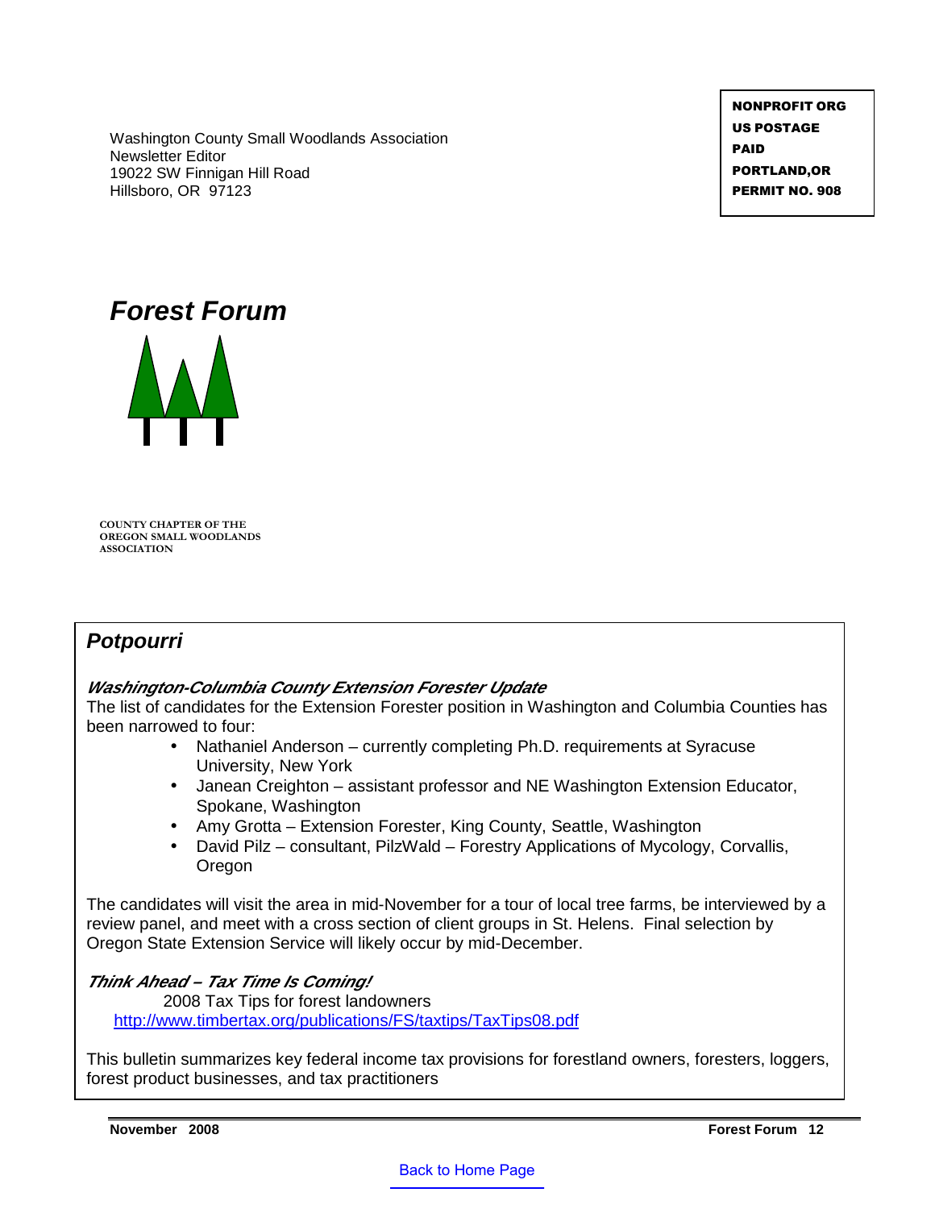Washington County Small Woodlands Association
Newsletter Editor
19022 SW Finnigan Hill Road
Hillsboro, OR 97123

**NONPROFIT ORG**
**US POSTAGE**
**PAID**
**PORTLAND,OR**
**PERMIT NO. 908**

# *Forest Forum*

**COUNTY CHAPTER OF THE OREGON SMALL WOODLANDS ASSOCIATION**

## *Potpourri*

### *Washington-Columbia County Extension Forester Update*

The list of candidates for the Extension Forester position in Washington and Columbia Counties has been narrowed to four:

- Nathaniel Anderson – currently completing Ph.D. requirements at Syracuse University, New York
- Janean Creighton – assistant professor and NE Washington Extension Educator, Spokane, Washington
- Amy Grotta – Extension Forester, King County, Seattle, Washington
- David Pilz – consultant, PilzWald – Forestry Applications of Mycology, Corvallis, Oregon

The candidates will visit the area in mid-November for a tour of local tree farms, be interviewed by a review panel, and meet with a cross section of client groups in St. Helens. Final selection by Oregon State Extension Service will likely occur by mid-December.

### *Think Ahead – Tax Time Is Coming!*

2008 Tax Tips for forest landowners
http://www.timbertax.org/publications/FS/taxtips/TaxTips08.pdf

This bulletin summarizes key federal income tax provisions for forestland owners, foresters, loggers, forest product businesses, and tax practitioners

Back to Home Page